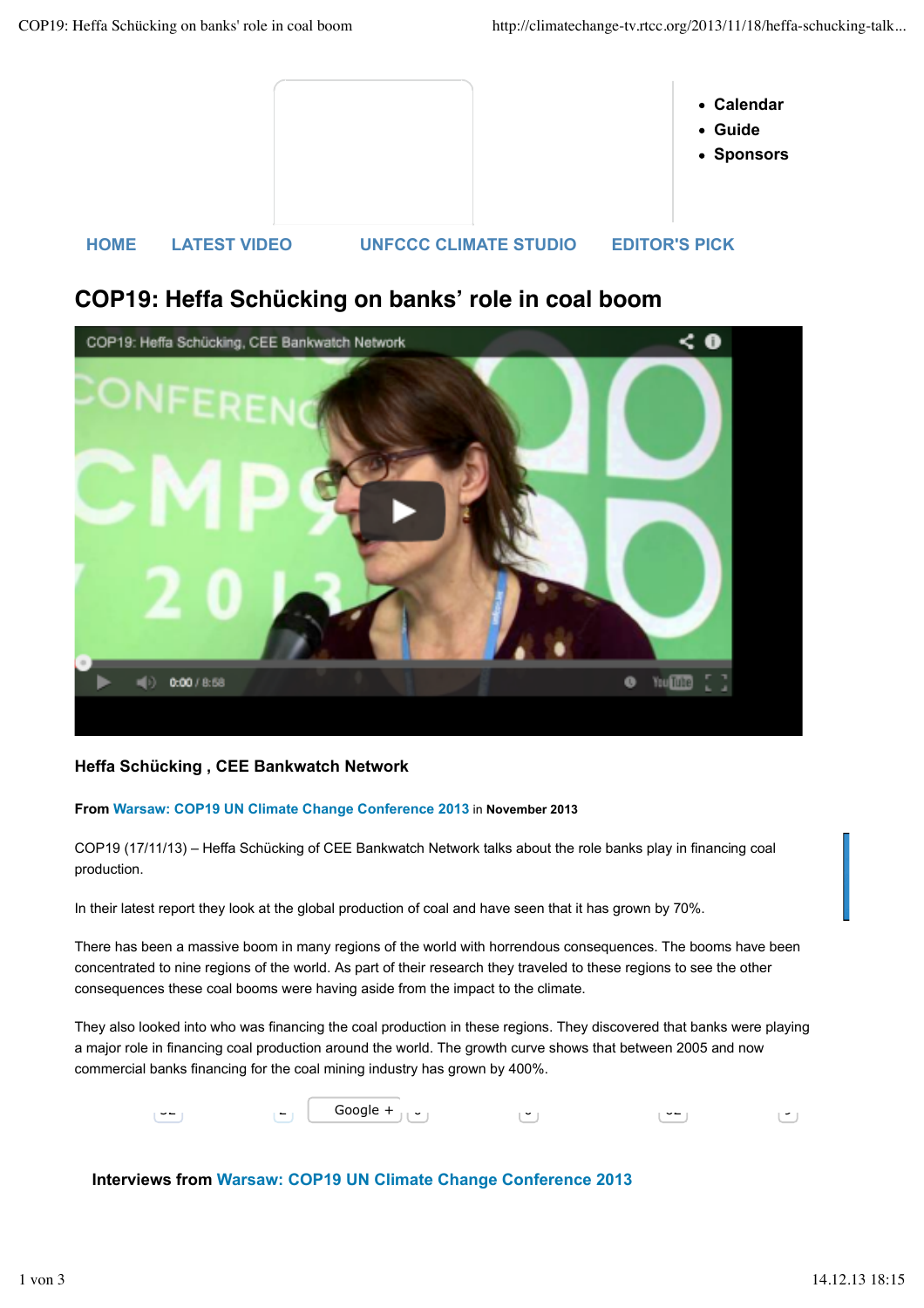- Calendar
- Guide
- Sponsors

HOME LATEST VIDEO UNFCCC CLIMATE STUDIO EDITOR'S PICK

# COP19: Heffa Schücking on banks' role in coal boom

**Heffa Schücking , CEE Bankwatch Network**

**From** Warsaw: COP19 UN Climate Change Conference 2013 in **November 2013**

COP19 (17/11/13) – Heffa Schücking of CEE Bankwatch Network talks about the role banks play in financing coal production.

In their latest report they look at the global production of coal and have seen that it has grown by 70%.

There has been a massive boom in many regions of the world with horrendous consequences. The booms have been concentrated to nine regions of the world. As part of their research they traveled to these regions to see the other consequences these coal booms were having aside from the impact to the climate.

They also looked into who was financing the coal production in these regions. They discovered that banks were playing a major role in financing coal production around the world. The growth curve shows that between 2005 and now commercial banks financing for the coal mining industry has grown by 400%.

Google +

**Interviews from** Warsaw: COP19 UN Climate Change Conference 2013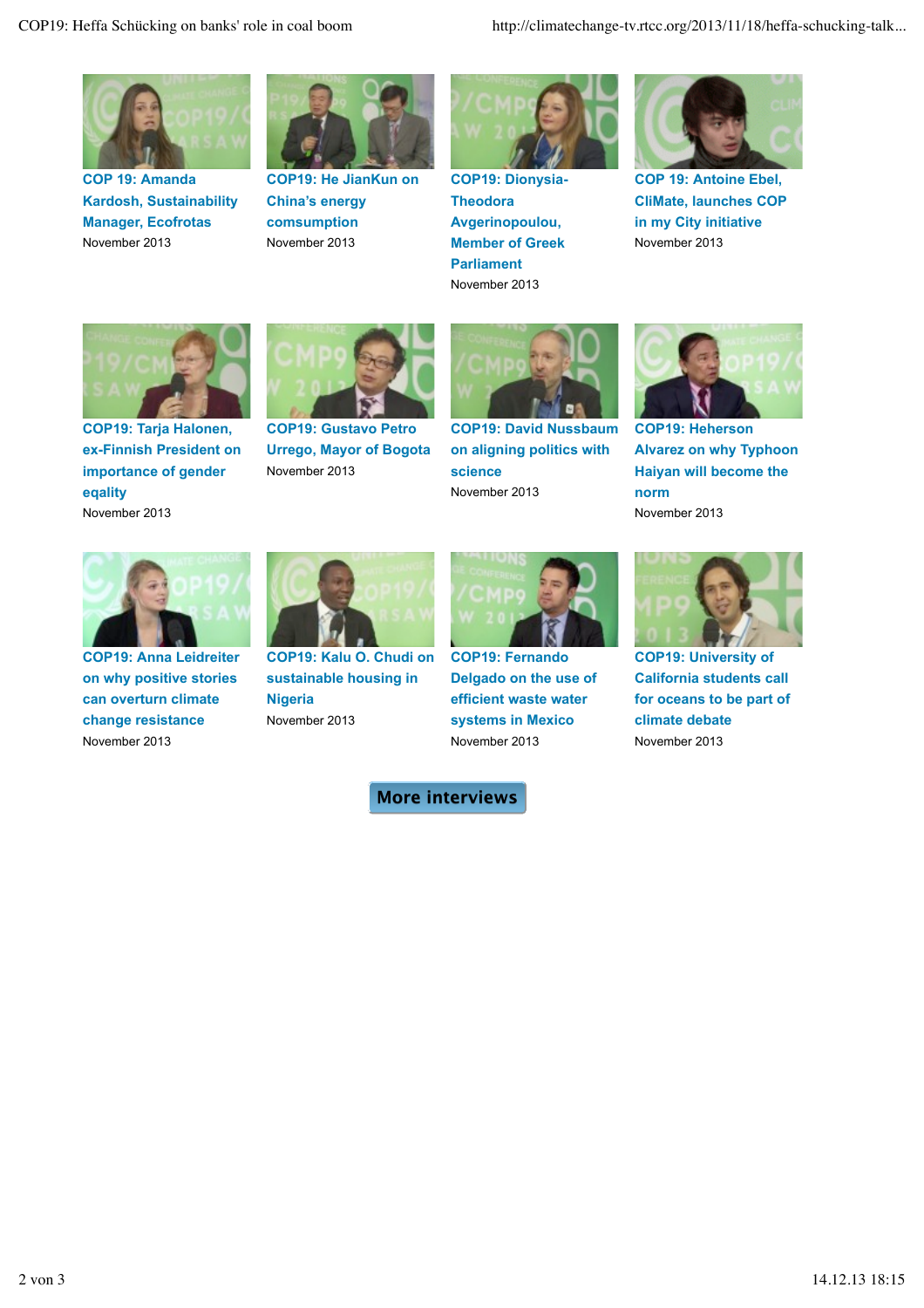**COP 19: Amanda Kardosh, Sustainability Manager, Ecofrotas**
November 2013

**COP19: He JianKun on China's energy comsumption**
November 2013

**COP19: Dionysia-Theodora Avgerinopoulou, Member of Greek Parliament**
November 2013

**COP 19: Antoine Ebel, CliMate, launches COP in my City initiative**
November 2013

**COP19: Tarja Halonen, ex-Finnish President on importance of gender eqality**
November 2013

**COP19: Gustavo Petro Urrego, Mayor of Bogota**
November 2013

**COP19: David Nussbaum on aligning politics with science**
November 2013

**COP19: Heherson Alvarez on why Typhoon Haiyan will become the norm**
November 2013

**COP19: Anna Leidreiter on why positive stories can overturn climate change resistance**
November 2013

**COP19: Kalu O. Chudi on sustainable housing in Nigeria**
November 2013

**COP19: Fernando Delgado on the use of efficient waste water systems in Mexico**
November 2013

**COP19: University of California students call for oceans to be part of climate debate**
November 2013

More interviews